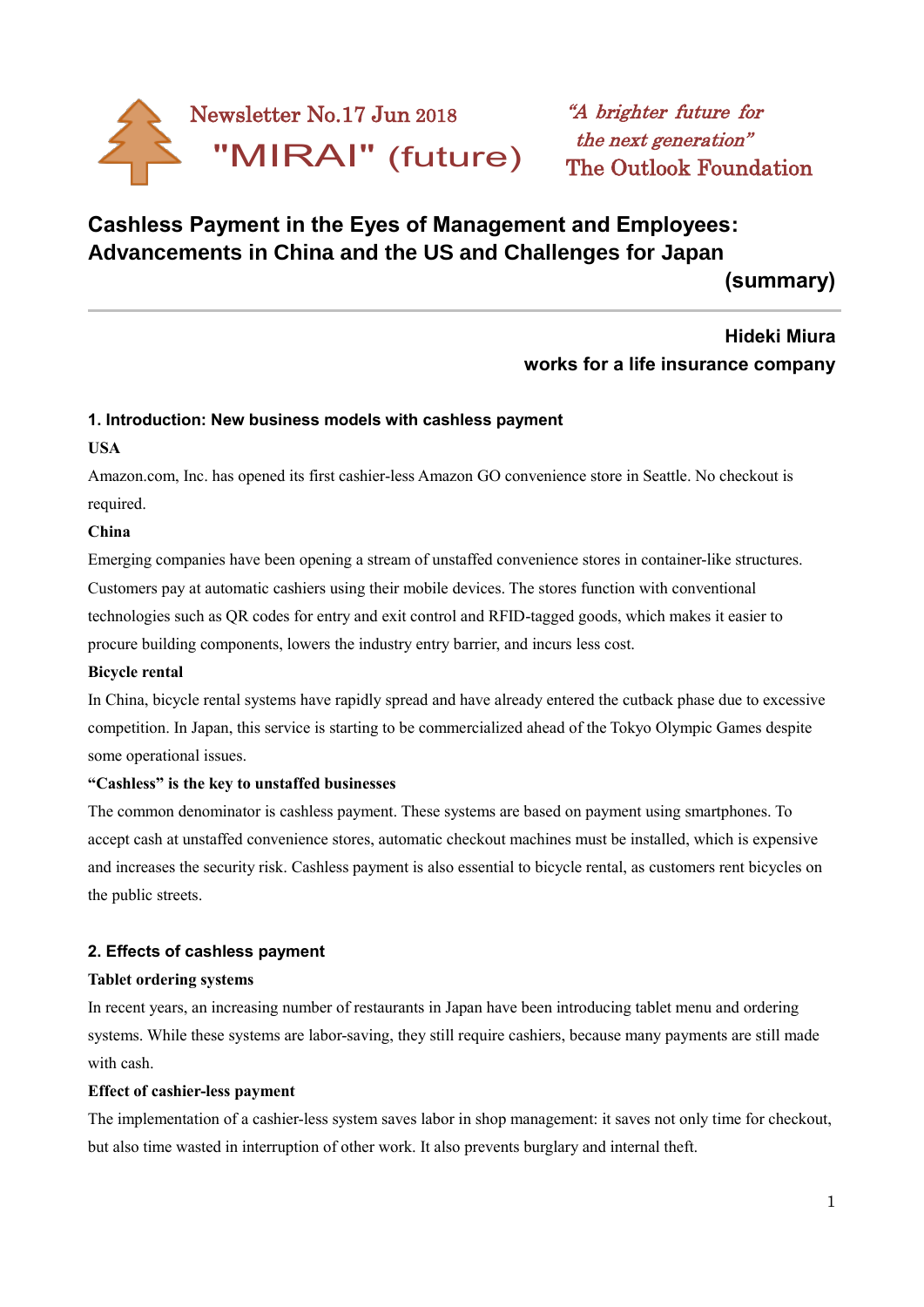Newsletter No.17 Jun 2018

"MIRAI" (future)

*"A brighter future for the next generation"*

The Outlook Foundation

# Cashless Payment in the Eyes of Management and Employees: Advancements in China and the US and Challenges for Japan (summary)

**Hideki Miura**
**works for a life insurance company**

## 1. Introduction: New business models with cashless payment

**USA**

Amazon.com, Inc. has opened its first cashier-less Amazon GO convenience store in Seattle. No checkout is required.

**China**

Emerging companies have been opening a stream of unstaffed convenience stores in container-like structures. Customers pay at automatic cashiers using their mobile devices. The stores function with conventional technologies such as QR codes for entry and exit control and RFID-tagged goods, which makes it easier to procure building components, lowers the industry entry barrier, and incurs less cost.

**Bicycle rental**

In China, bicycle rental systems have rapidly spread and have already entered the cutback phase due to excessive competition. In Japan, this service is starting to be commercialized ahead of the Tokyo Olympic Games despite some operational issues.

**"Cashless" is the key to unstaffed businesses**

The common denominator is cashless payment. These systems are based on payment using smartphones. To accept cash at unstaffed convenience stores, automatic checkout machines must be installed, which is expensive and increases the security risk. Cashless payment is also essential to bicycle rental, as customers rent bicycles on the public streets.

## 2. Effects of cashless payment

**Tablet ordering systems**

In recent years, an increasing number of restaurants in Japan have been introducing tablet menu and ordering systems. While these systems are labor-saving, they still require cashiers, because many payments are still made with cash.

**Effect of cashier-less payment**

The implementation of a cashier-less system saves labor in shop management: it saves not only time for checkout, but also time wasted in interruption of other work. It also prevents burglary and internal theft.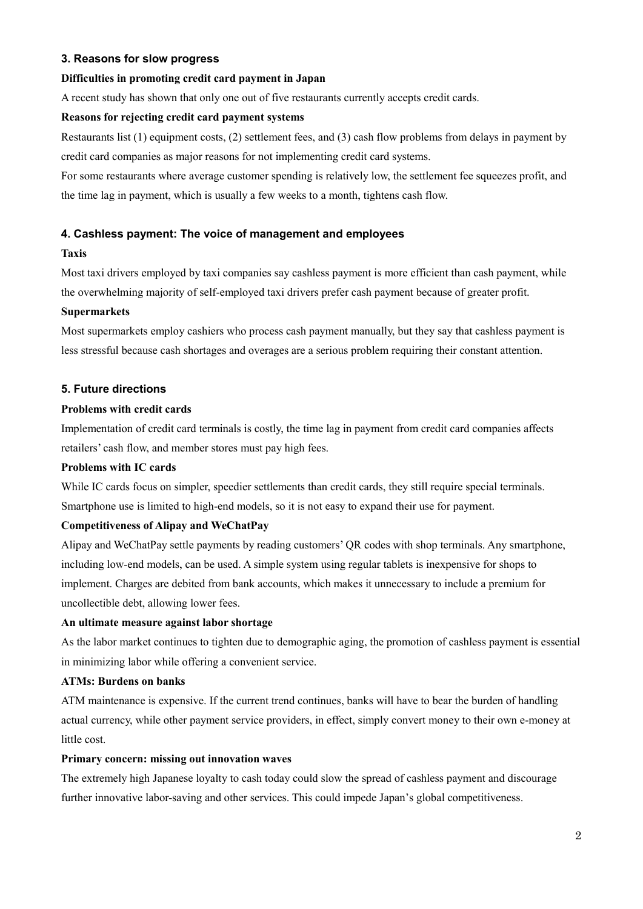## 3. Reasons for slow progress

**Difficulties in promoting credit card payment in Japan**

A recent study has shown that only one out of five restaurants currently accepts credit cards.

**Reasons for rejecting credit card payment systems**

Restaurants list (1) equipment costs, (2) settlement fees, and (3) cash flow problems from delays in payment by credit card companies as major reasons for not implementing credit card systems.

For some restaurants where average customer spending is relatively low, the settlement fee squeezes profit, and the time lag in payment, which is usually a few weeks to a month, tightens cash flow.

## 4. Cashless payment: The voice of management and employees

**Taxis**

Most taxi drivers employed by taxi companies say cashless payment is more efficient than cash payment, while the overwhelming majority of self-employed taxi drivers prefer cash payment because of greater profit.

**Supermarkets**

Most supermarkets employ cashiers who process cash payment manually, but they say that cashless payment is less stressful because cash shortages and overages are a serious problem requiring their constant attention.

## 5. Future directions

**Problems with credit cards**

Implementation of credit card terminals is costly, the time lag in payment from credit card companies affects retailers' cash flow, and member stores must pay high fees.

**Problems with IC cards**

While IC cards focus on simpler, speedier settlements than credit cards, they still require special terminals. Smartphone use is limited to high-end models, so it is not easy to expand their use for payment.

**Competitiveness of Alipay and WeChatPay**

Alipay and WeChatPay settle payments by reading customers' QR codes with shop terminals. Any smartphone, including low-end models, can be used. A simple system using regular tablets is inexpensive for shops to implement. Charges are debited from bank accounts, which makes it unnecessary to include a premium for uncollectible debt, allowing lower fees.

**An ultimate measure against labor shortage**

As the labor market continues to tighten due to demographic aging, the promotion of cashless payment is essential in minimizing labor while offering a convenient service.

**ATMs: Burdens on banks**

ATM maintenance is expensive. If the current trend continues, banks will have to bear the burden of handling actual currency, while other payment service providers, in effect, simply convert money to their own e-money at little cost.

**Primary concern: missing out innovation waves**

The extremely high Japanese loyalty to cash today could slow the spread of cashless payment and discourage further innovative labor-saving and other services. This could impede Japan's global competitiveness.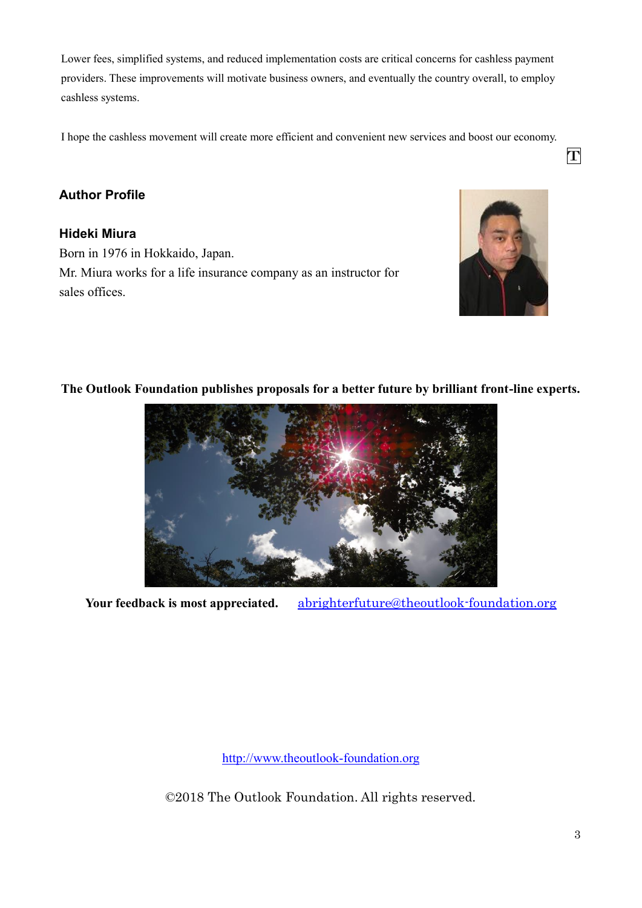Lower fees, simplified systems, and reduced implementation costs are critical concerns for cashless payment providers. These improvements will motivate business owners, and eventually the country overall, to employ cashless systems.

I hope the cashless movement will create more efficient and convenient new services and boost our economy.

T

## Author Profile

**Hideki Miura**

Born in 1976 in Hokkaido, Japan.
Mr. Miura works for a life insurance company as an instructor for sales offices.

**The Outlook Foundation publishes proposals for a better future by brilliant front-line experts.**

**Your feedback is most appreciated.** abrighterfuture@theoutlook-foundation.org

http://www.theoutlook-foundation.org

©2018 The Outlook Foundation. All rights reserved.